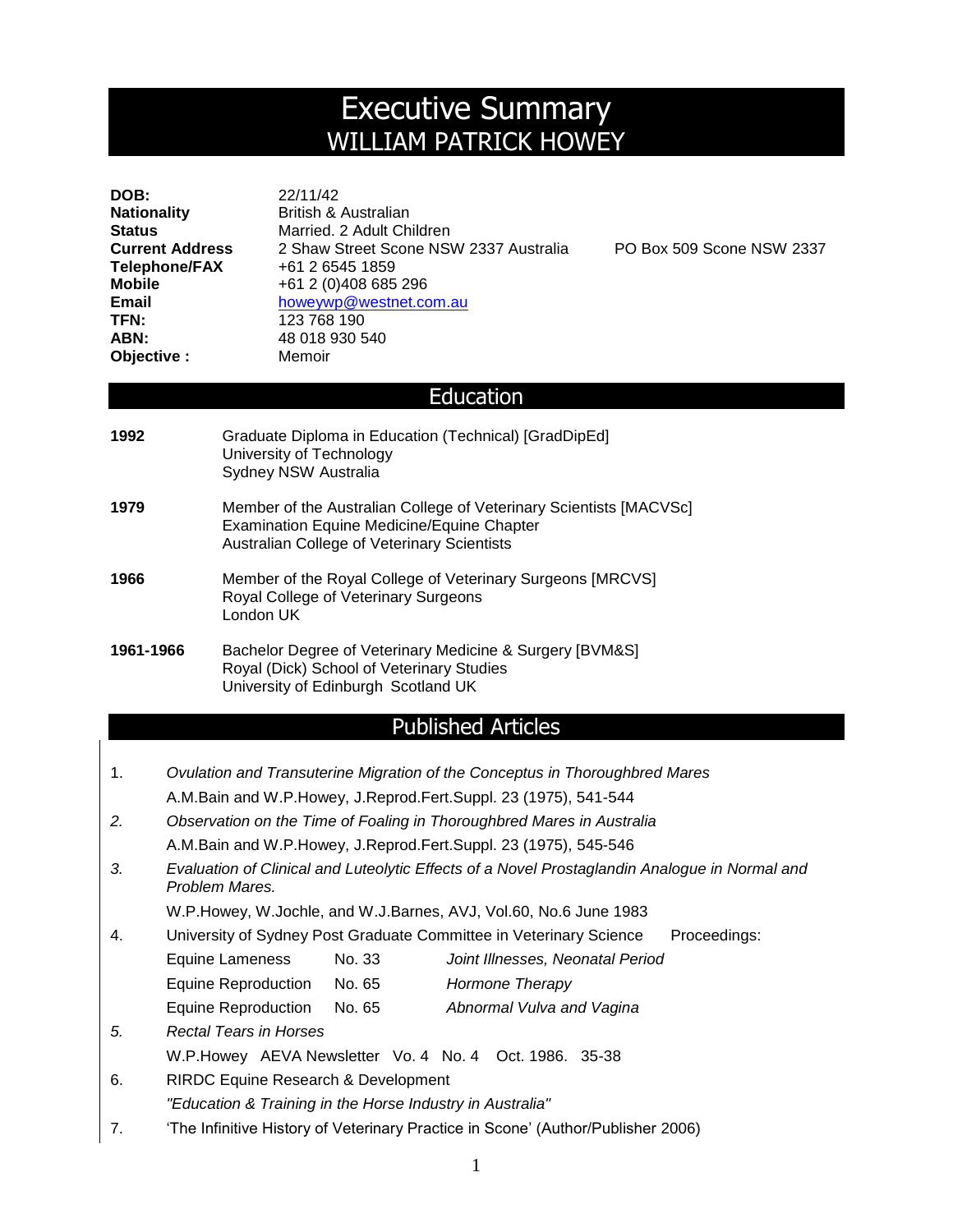# Executive Summary
## WILLIAM PATRICK HOWEY

| | | |
|---|---|---|
| **DOB:** | 22/11/42 | |
| **Nationality** | British & Australian | |
| **Status** | Married. 2 Adult Children | |
| **Current Address** | 2 Shaw Street Scone NSW 2337 Australia | PO Box 509 Scone NSW 2337 |
| **Telephone/FAX** | +61 2 6545 1859 | |
| **Mobile** | +61 2 (0)408 685 296 | |
| **Email** | howeywp@westnet.com.au | |
| **TFN:** | 123 768 190 | |
| **ABN:** | 48 018 930 540 | |
| **Objective :** | Memoir | |

## Education

**1992** — Graduate Diploma in Education (Technical) [GradDipEd]
University of Technology
Sydney NSW Australia

**1979** — Member of the Australian College of Veterinary Scientists [MACVSc]
Examination Equine Medicine/Equine Chapter
Australian College of Veterinary Scientists

**1966** — Member of the Royal College of Veterinary Surgeons [MRCVS]
Royal College of Veterinary Surgeons
London UK

**1961-1966** — Bachelor Degree of Veterinary Medicine & Surgery [BVM&S]
Royal (Dick) School of Veterinary Studies
University of Edinburgh Scotland UK

## Published Articles

1. *Ovulation and Transuterine Migration of the Conceptus in Thoroughbred Mares*
   A.M.Bain and W.P.Howey, J.Reprod.Fert.Suppl. 23 (1975), 541-544
2. *Observation on the Time of Foaling in Thoroughbred Mares in Australia*
   A.M.Bain and W.P.Howey, J.Reprod.Fert.Suppl. 23 (1975), 545-546
3. *Evaluation of Clinical and Luteolytic Effects of a Novel Prostaglandin Analogue in Normal and Problem Mares.*
   W.P.Howey, W.Jochle, and W.J.Barnes, AVJ, Vol.60, No.6 June 1983
4. University of Sydney Post Graduate Committee in Veterinary Science Proceedings:

   | | | |
   |---|---|---|
   | Equine Lameness | No. 33 | *Joint Illnesses, Neonatal Period* |
   | Equine Reproduction | No. 65 | *Hormone Therapy* |
   | Equine Reproduction | No. 65 | *Abnormal Vulva and Vagina* |

5. *Rectal Tears in Horses*
   W.P.Howey AEVA Newsletter Vo. 4 No. 4 Oct. 1986. 35-38
6. RIRDC Equine Research & Development
   *"Education & Training in the Horse Industry in Australia"*
7. 'The Infinitive History of Veterinary Practice in Scone' (Author/Publisher 2006)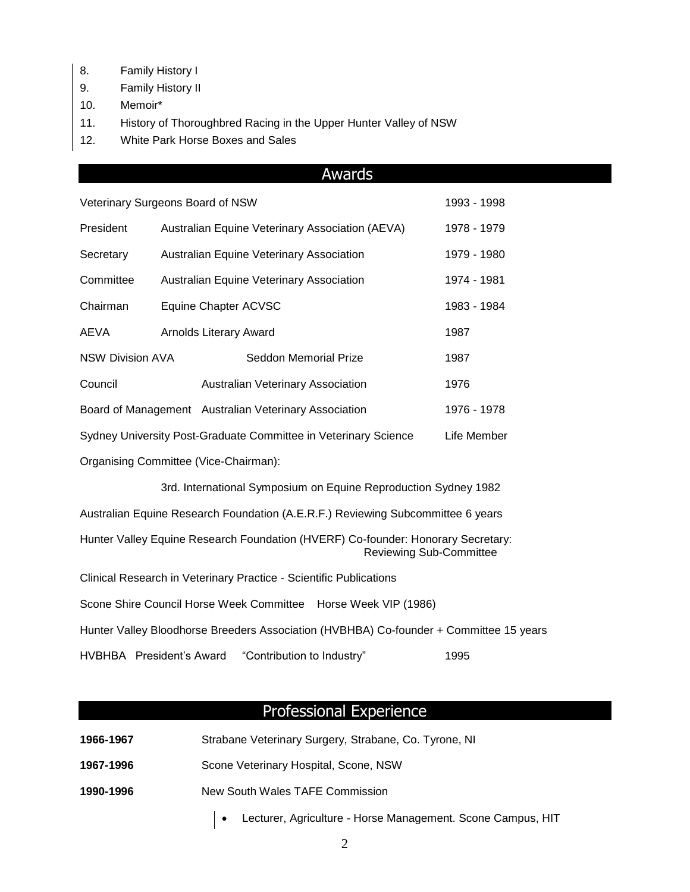8. Family History I
9. Family History II
10. Memoir*
11. History of Thoroughbred Racing in the Upper Hunter Valley of NSW
12. White Park Horse Boxes and Sales

## Awards

| | | |
|---|---|---|
| Veterinary Surgeons Board of NSW | | 1993 - 1998 |
| President | Australian Equine Veterinary Association (AEVA) | 1978 - 1979 |
| Secretary | Australian Equine Veterinary Association | 1979 - 1980 |
| Committee | Australian Equine Veterinary Association | 1974 - 1981 |
| Chairman | Equine Chapter ACVSC | 1983 - 1984 |
| AEVA | Arnolds Literary Award | 1987 |
| NSW Division AVA | Seddon Memorial Prize | 1987 |
| Council | Australian Veterinary Association | 1976 |
| Board of Management | Australian Veterinary Association | 1976 - 1978 |
| Sydney University Post-Graduate Committee in Veterinary Science | | Life Member |

Organising Committee (Vice-Chairman):

3rd. International Symposium on Equine Reproduction Sydney 1982

Australian Equine Research Foundation (A.E.R.F.) Reviewing Subcommittee 6 years

Hunter Valley Equine Research Foundation (HVERF) Co-founder: Honorary Secretary: Reviewing Sub-Committee

Clinical Research in Veterinary Practice - Scientific Publications

Scone Shire Council Horse Week Committee Horse Week VIP (1986)

Hunter Valley Bloodhorse Breeders Association (HVBHBA) Co-founder + Committee 15 years

HVBHBA President's Award "Contribution to Industry" 1995

## Professional Experience

**1966-1967** Strabane Veterinary Surgery, Strabane, Co. Tyrone, NI

**1967-1996** Scone Veterinary Hospital, Scone, NSW

**1990-1996** New South Wales TAFE Commission

- Lecturer, Agriculture - Horse Management. Scone Campus, HIT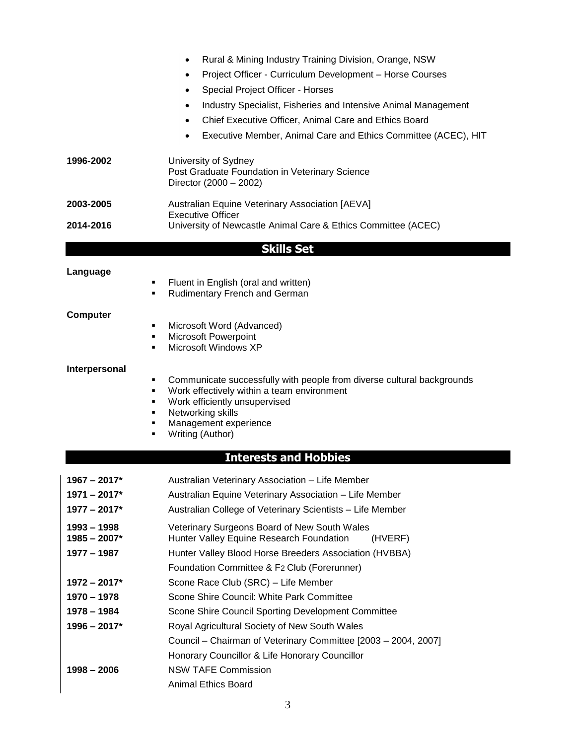- Rural & Mining Industry Training Division, Orange, NSW
- Project Officer - Curriculum Development – Horse Courses
- Special Project Officer - Horses
- Industry Specialist, Fisheries and Intensive Animal Management
- Chief Executive Officer, Animal Care and Ethics Board
- Executive Member, Animal Care and Ethics Committee (ACEC), HIT

**1996-2002** University of Sydney
Post Graduate Foundation in Veterinary Science
Director (2000 – 2002)

**2003-2005** Australian Equine Veterinary Association [AEVA]
Executive Officer

**2014-2016** University of Newcastle Animal Care & Ethics Committee (ACEC)

## Skills Set

**Language**

- Fluent in English (oral and written)
- Rudimentary French and German

**Computer**

- Microsoft Word (Advanced)
- Microsoft Powerpoint
- Microsoft Windows XP

**Interpersonal**

- Communicate successfully with people from diverse cultural backgrounds
- Work effectively within a team environment
- Work efficiently unsupervised
- Networking skills
- Management experience
- Writing (Author)

## Interests and Hobbies

**1967 – 2017*** Australian Veterinary Association – Life Member

**1971 – 2017*** Australian Equine Veterinary Association – Life Member

**1977 – 2017*** Australian College of Veterinary Scientists – Life Member

**1993 – 1998** Veterinary Surgeons Board of New South Wales

**1985 – 2007*** Hunter Valley Equine Research Foundation (HVERF)

**1977 – 1987** Hunter Valley Blood Horse Breeders Association (HVBBA)
Foundation Committee & F2 Club (Forerunner)

**1972 – 2017*** Scone Race Club (SRC) – Life Member

**1970 – 1978** Scone Shire Council: White Park Committee

**1978 – 1984** Scone Shire Council Sporting Development Committee

**1996 – 2017*** Royal Agricultural Society of New South Wales
Council – Chairman of Veterinary Committee [2003 – 2004, 2007]
Honorary Councillor & Life Honorary Councillor

**1998 – 2006** NSW TAFE Commission
Animal Ethics Board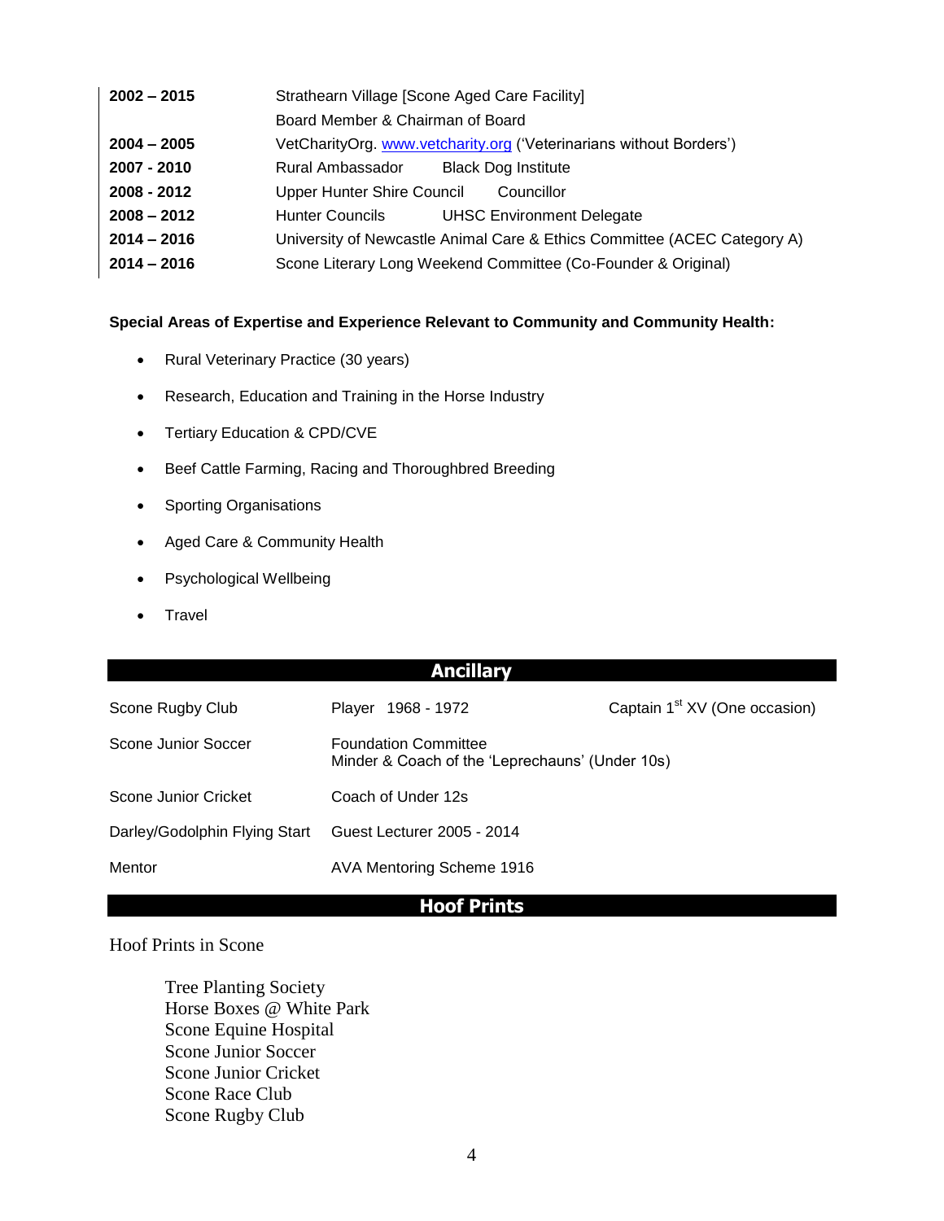| | |
|---|---|
| **2002 – 2015** | Strathearn Village [Scone Aged Care Facility]<br>Board Member & Chairman of Board |
| **2004 – 2005** | VetCharityOrg. www.vetcharity.org ('Veterinarians without Borders') |
| **2007 - 2010** | Rural Ambassador Black Dog Institute |
| **2008 - 2012** | Upper Hunter Shire Council Councillor |
| **2008 – 2012** | Hunter Councils UHSC Environment Delegate |
| **2014 – 2016** | University of Newcastle Animal Care & Ethics Committee (ACEC Category A) |
| **2014 – 2016** | Scone Literary Long Weekend Committee (Co-Founder & Original) |

**Special Areas of Expertise and Experience Relevant to Community and Community Health:**

- Rural Veterinary Practice (30 years)
- Research, Education and Training in the Horse Industry
- Tertiary Education & CPD/CVE
- Beef Cattle Farming, Racing and Thoroughbred Breeding
- Sporting Organisations
- Aged Care & Community Health
- Psychological Wellbeing
- Travel

## Ancillary

| | | |
|---|---|---|
| Scone Rugby Club | Player 1968 - 1972 | Captain 1st XV (One occasion) |
| Scone Junior Soccer | Foundation Committee<br>Minder & Coach of the 'Leprechauns' (Under 10s) | |
| Scone Junior Cricket | Coach of Under 12s | |
| Darley/Godolphin Flying Start | Guest Lecturer 2005 - 2014 | |
| Mentor | AVA Mentoring Scheme 1916 | |

## Hoof Prints

Hoof Prints in Scone

Tree Planting Society
Horse Boxes @ White Park
Scone Equine Hospital
Scone Junior Soccer
Scone Junior Cricket
Scone Race Club
Scone Rugby Club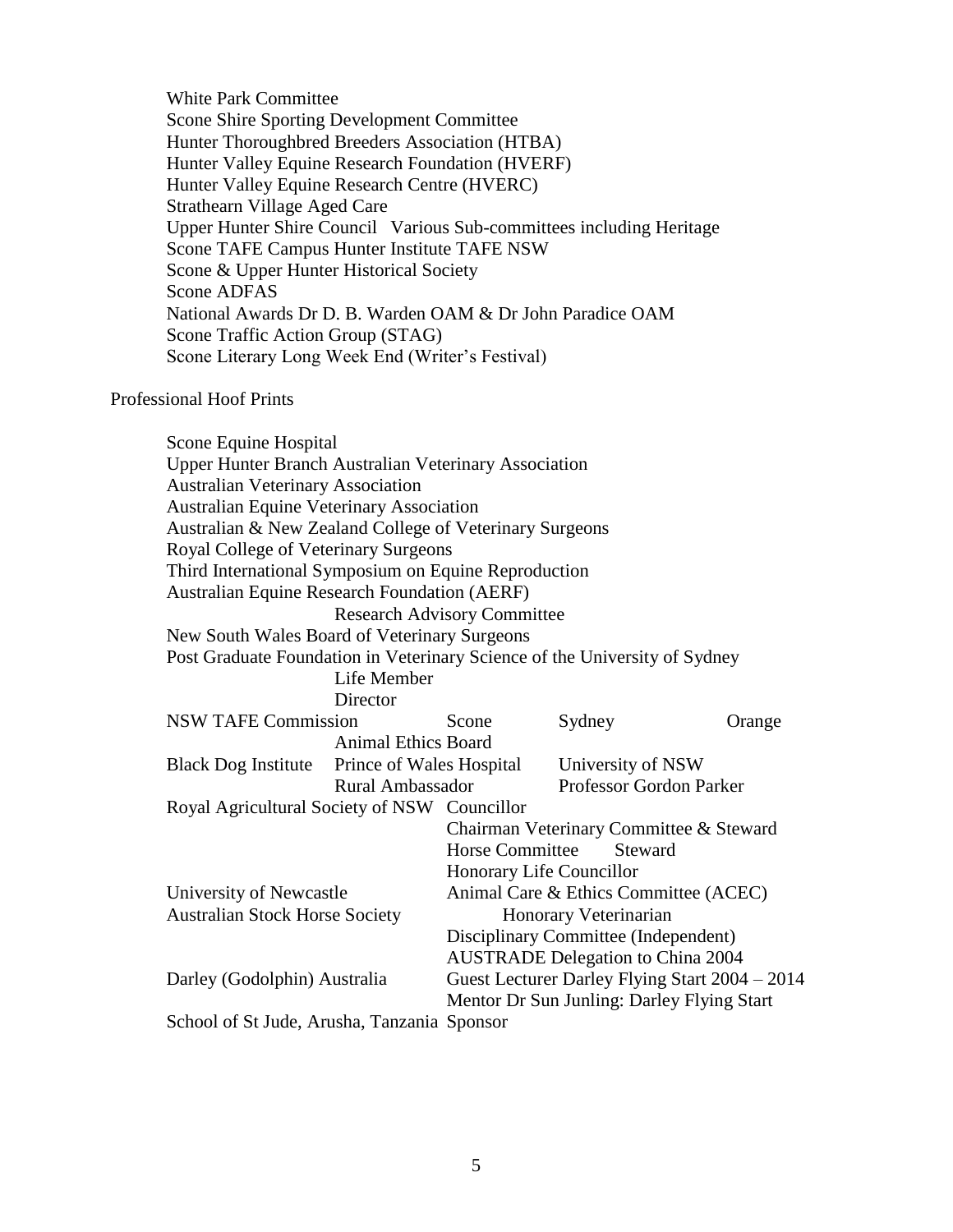White Park Committee
Scone Shire Sporting Development Committee
Hunter Thoroughbred Breeders Association (HTBA)
Hunter Valley Equine Research Foundation (HVERF)
Hunter Valley Equine Research Centre (HVERC)
Strathearn Village Aged Care
Upper Hunter Shire Council Various Sub-committees including Heritage
Scone TAFE Campus Hunter Institute TAFE NSW
Scone & Upper Hunter Historical Society
Scone ADFAS
National Awards Dr D. B. Warden OAM & Dr John Paradice OAM
Scone Traffic Action Group (STAG)
Scone Literary Long Week End (Writer's Festival)

Professional Hoof Prints

Scone Equine Hospital
Upper Hunter Branch Australian Veterinary Association
Australian Veterinary Association
Australian Equine Veterinary Association
Australian & New Zealand College of Veterinary Surgeons
Royal College of Veterinary Surgeons
Third International Symposium on Equine Reproduction
Australian Equine Research Foundation (AERF)
  Research Advisory Committee
New South Wales Board of Veterinary Surgeons
Post Graduate Foundation in Veterinary Science of the University of Sydney
  Life Member
  Director
NSW TAFE Commission   Scone   Sydney   Orange
  Animal Ethics Board
Black Dog Institute   Prince of Wales Hospital   University of NSW
  Rural Ambassador   Professor Gordon Parker
Royal Agricultural Society of NSW   Councillor
  Chairman Veterinary Committee & Steward
  Horse Committee   Steward
  Honorary Life Councillor
University of Newcastle   Animal Care & Ethics Committee (ACEC)
Australian Stock Horse Society   Honorary Veterinarian
  Disciplinary Committee (Independent)
  AUSTRADE Delegation to China 2004
Darley (Godolphin) Australia   Guest Lecturer Darley Flying Start 2004 – 2014
  Mentor Dr Sun Junling: Darley Flying Start
School of St Jude, Arusha, Tanzania   Sponsor